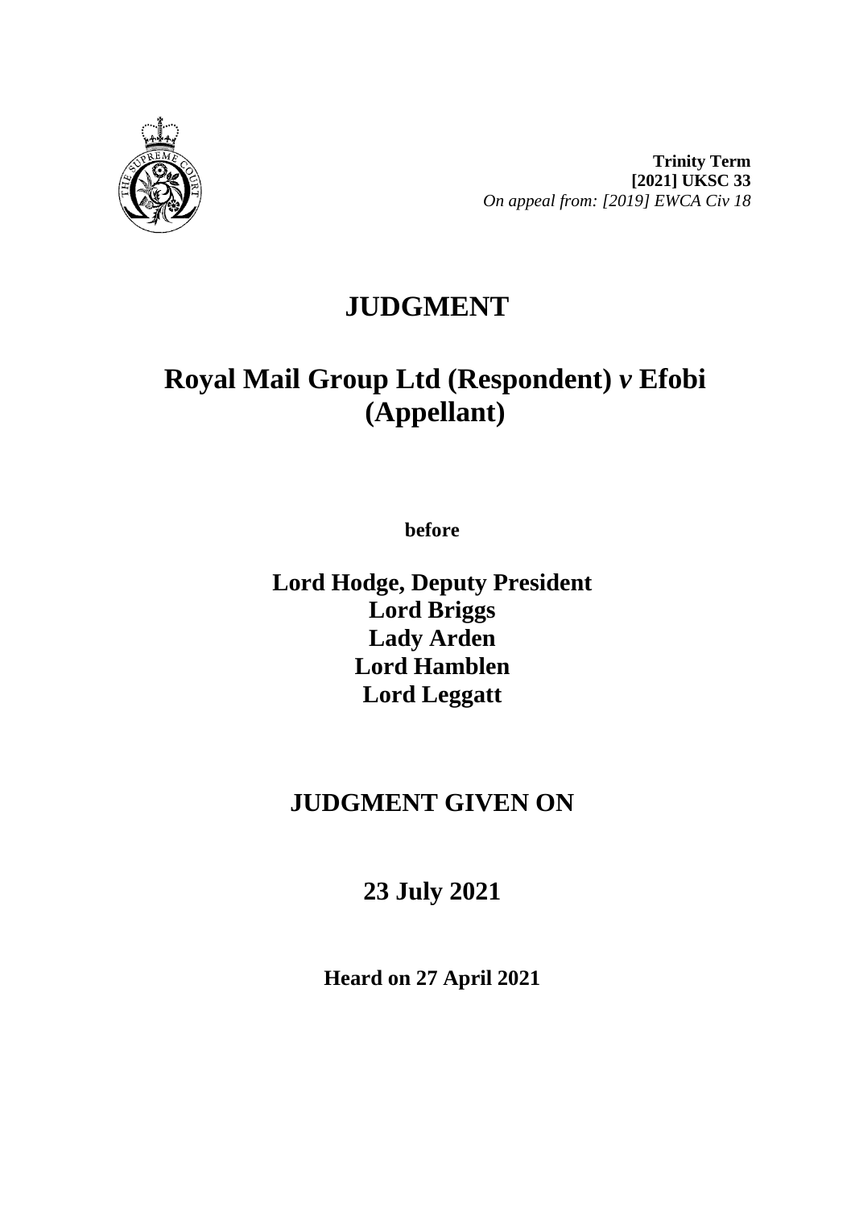**Trinity Term**
**[2021] UKSC 33**
*On appeal from: [2019] EWCA Civ 18*

# JUDGMENT

# Royal Mail Group Ltd (Respondent) *v* Efobi (Appellant)

**before**

**Lord Hodge, Deputy President**
**Lord Briggs**
**Lady Arden**
**Lord Hamblen**
**Lord Leggatt**

## JUDGMENT GIVEN ON

## 23 July 2021

**Heard on 27 April 2021**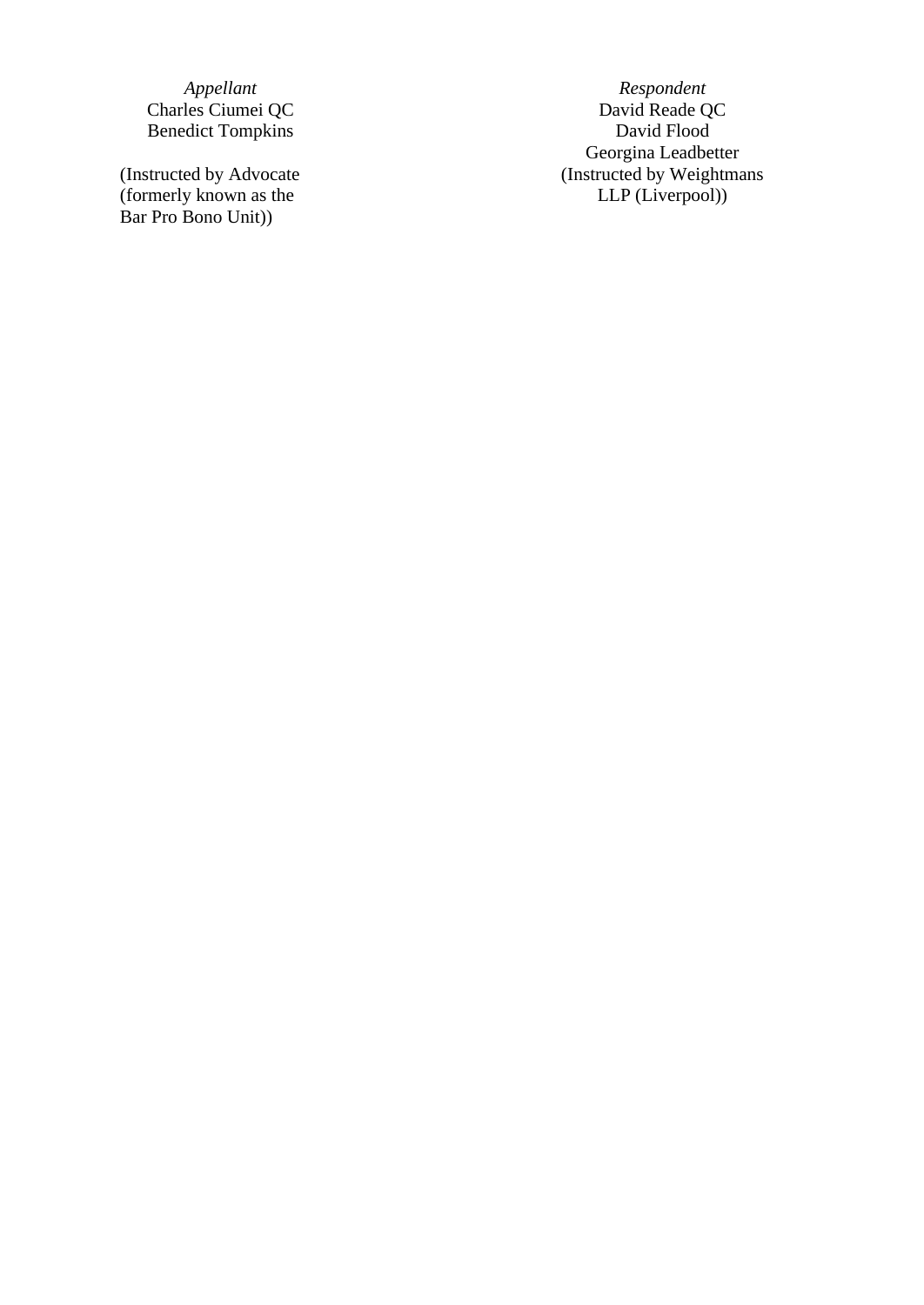| *Appellant* | *Respondent* |
| --- | --- |
| Charles Ciumei QC | David Reade QC |
| Benedict Tompkins | David Flood |
| | Georgina Leadbetter |
| (Instructed by Advocate (formerly known as the Bar Pro Bono Unit)) | (Instructed by Weightmans LLP (Liverpool)) |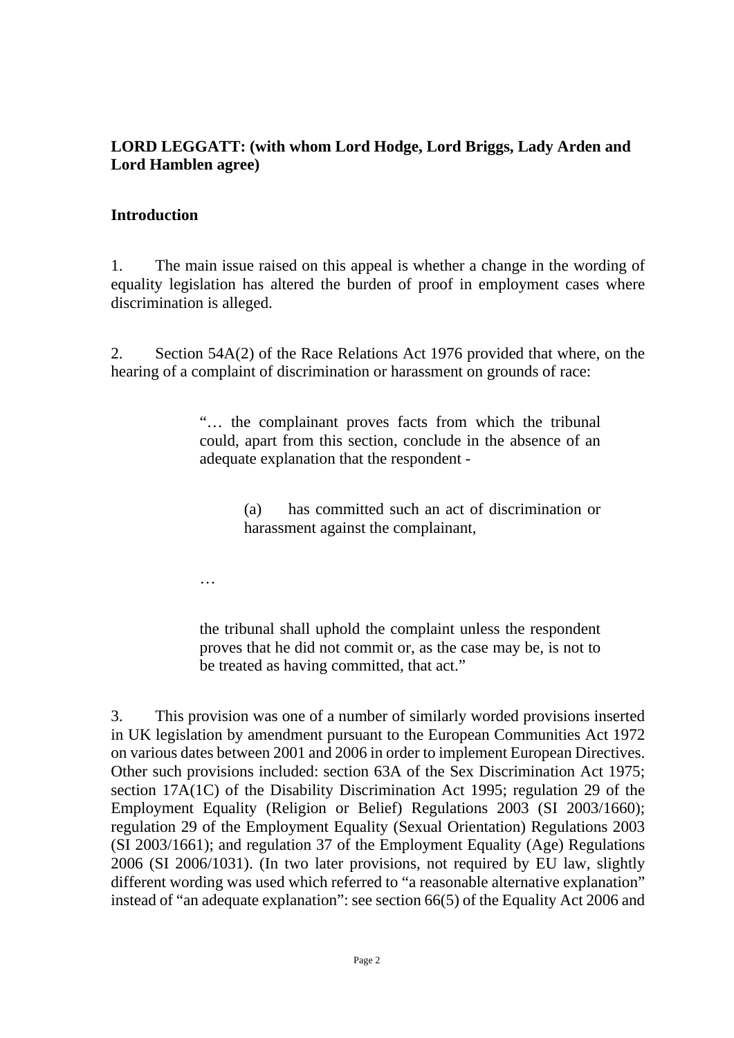**LORD LEGGATT: (with whom Lord Hodge, Lord Briggs, Lady Arden and Lord Hamblen agree)**

**Introduction**

1. The main issue raised on this appeal is whether a change in the wording of equality legislation has altered the burden of proof in employment cases where discrimination is alleged.

2. Section 54A(2) of the Race Relations Act 1976 provided that where, on the hearing of a complaint of discrimination or harassment on grounds of race:

> "… the complainant proves facts from which the tribunal could, apart from this section, conclude in the absence of an adequate explanation that the respondent -
>
> > (a) has committed such an act of discrimination or harassment against the complainant,
>
> …
>
> the tribunal shall uphold the complaint unless the respondent proves that he did not commit or, as the case may be, is not to be treated as having committed, that act."

3. This provision was one of a number of similarly worded provisions inserted in UK legislation by amendment pursuant to the European Communities Act 1972 on various dates between 2001 and 2006 in order to implement European Directives. Other such provisions included: section 63A of the Sex Discrimination Act 1975; section 17A(1C) of the Disability Discrimination Act 1995; regulation 29 of the Employment Equality (Religion or Belief) Regulations 2003 (SI 2003/1660); regulation 29 of the Employment Equality (Sexual Orientation) Regulations 2003 (SI 2003/1661); and regulation 37 of the Employment Equality (Age) Regulations 2006 (SI 2006/1031). (In two later provisions, not required by EU law, slightly different wording was used which referred to "a reasonable alternative explanation" instead of "an adequate explanation": see section 66(5) of the Equality Act 2006 and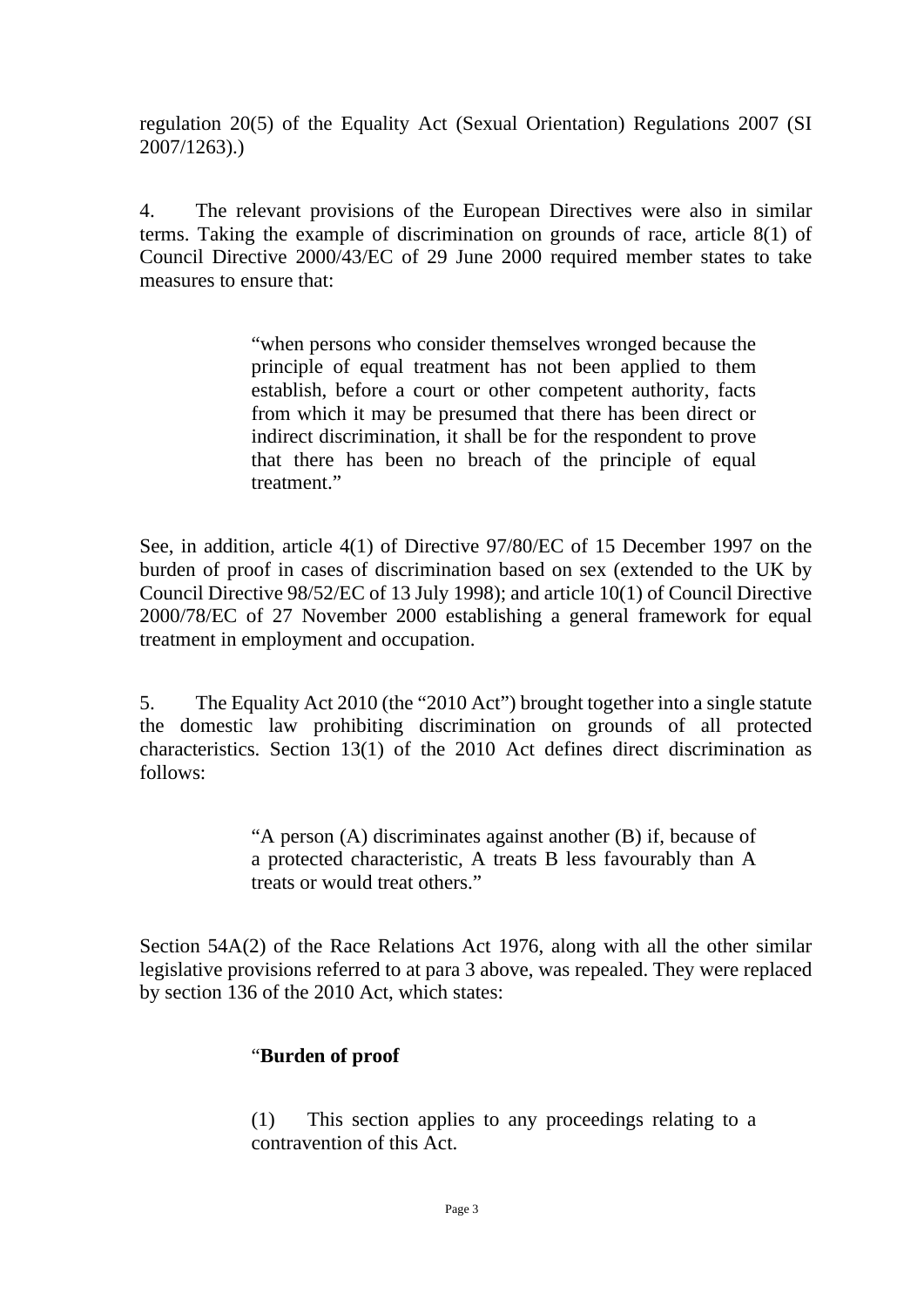regulation 20(5) of the Equality Act (Sexual Orientation) Regulations 2007 (SI 2007/1263).)

4. The relevant provisions of the European Directives were also in similar terms. Taking the example of discrimination on grounds of race, article 8(1) of Council Directive 2000/43/EC of 29 June 2000 required member states to take measures to ensure that:

> "when persons who consider themselves wronged because the principle of equal treatment has not been applied to them establish, before a court or other competent authority, facts from which it may be presumed that there has been direct or indirect discrimination, it shall be for the respondent to prove that there has been no breach of the principle of equal treatment."

See, in addition, article 4(1) of Directive 97/80/EC of 15 December 1997 on the burden of proof in cases of discrimination based on sex (extended to the UK by Council Directive 98/52/EC of 13 July 1998); and article 10(1) of Council Directive 2000/78/EC of 27 November 2000 establishing a general framework for equal treatment in employment and occupation.

5. The Equality Act 2010 (the "2010 Act") brought together into a single statute the domestic law prohibiting discrimination on grounds of all protected characteristics. Section 13(1) of the 2010 Act defines direct discrimination as follows:

> "A person (A) discriminates against another (B) if, because of a protected characteristic, A treats B less favourably than A treats or would treat others."

Section 54A(2) of the Race Relations Act 1976, along with all the other similar legislative provisions referred to at para 3 above, was repealed. They were replaced by section 136 of the 2010 Act, which states:

> "**Burden of proof**
>
> (1) This section applies to any proceedings relating to a contravention of this Act.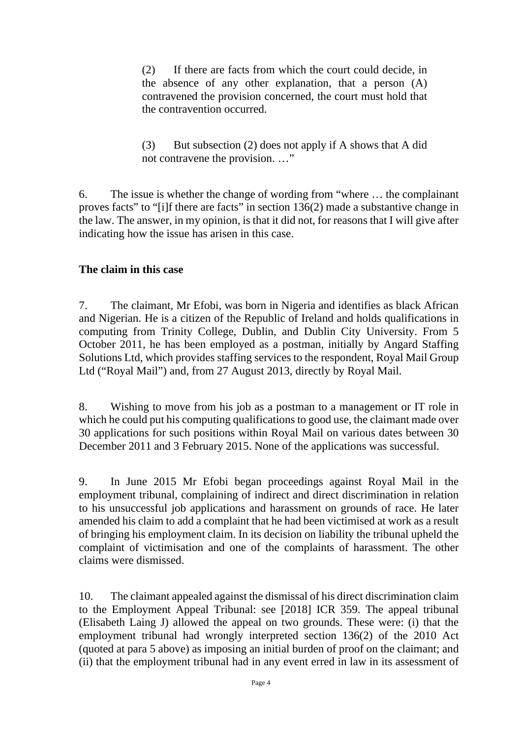> (2) If there are facts from which the court could decide, in the absence of any other explanation, that a person (A) contravened the provision concerned, the court must hold that the contravention occurred.
>
> (3) But subsection (2) does not apply if A shows that A did not contravene the provision. …"

6. The issue is whether the change of wording from "where … the complainant proves facts" to "[i]f there are facts" in section 136(2) made a substantive change in the law. The answer, in my opinion, is that it did not, for reasons that I will give after indicating how the issue has arisen in this case.

**The claim in this case**

7. The claimant, Mr Efobi, was born in Nigeria and identifies as black African and Nigerian. He is a citizen of the Republic of Ireland and holds qualifications in computing from Trinity College, Dublin, and Dublin City University. From 5 October 2011, he has been employed as a postman, initially by Angard Staffing Solutions Ltd, which provides staffing services to the respondent, Royal Mail Group Ltd ("Royal Mail") and, from 27 August 2013, directly by Royal Mail.

8. Wishing to move from his job as a postman to a management or IT role in which he could put his computing qualifications to good use, the claimant made over 30 applications for such positions within Royal Mail on various dates between 30 December 2011 and 3 February 2015. None of the applications was successful.

9. In June 2015 Mr Efobi began proceedings against Royal Mail in the employment tribunal, complaining of indirect and direct discrimination in relation to his unsuccessful job applications and harassment on grounds of race. He later amended his claim to add a complaint that he had been victimised at work as a result of bringing his employment claim. In its decision on liability the tribunal upheld the complaint of victimisation and one of the complaints of harassment. The other claims were dismissed.

10. The claimant appealed against the dismissal of his direct discrimination claim to the Employment Appeal Tribunal: see [2018] ICR 359. The appeal tribunal (Elisabeth Laing J) allowed the appeal on two grounds. These were: (i) that the employment tribunal had wrongly interpreted section 136(2) of the 2010 Act (quoted at para 5 above) as imposing an initial burden of proof on the claimant; and (ii) that the employment tribunal had in any event erred in law in its assessment of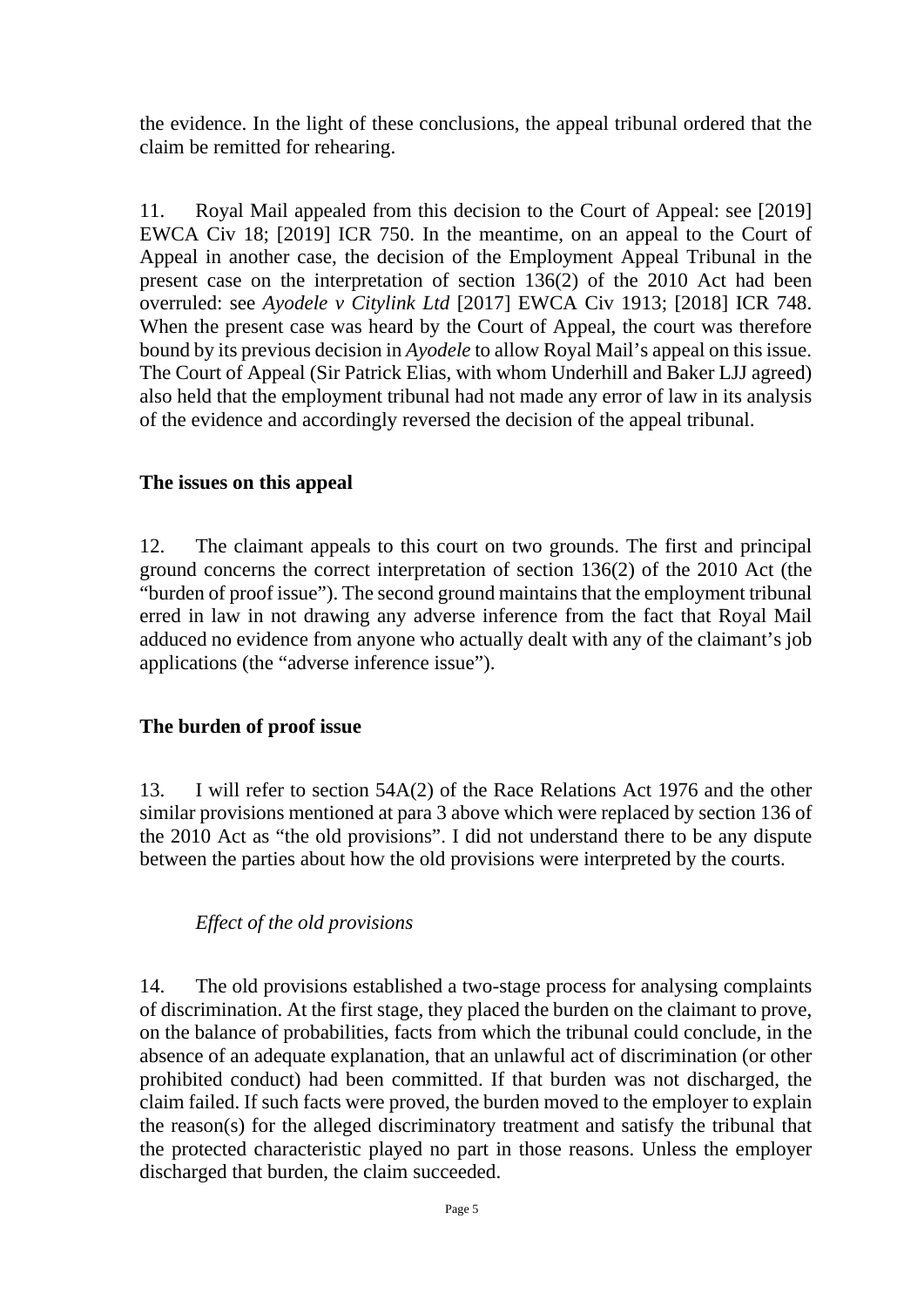the evidence. In the light of these conclusions, the appeal tribunal ordered that the claim be remitted for rehearing.

11. Royal Mail appealed from this decision to the Court of Appeal: see [2019] EWCA Civ 18; [2019] ICR 750. In the meantime, on an appeal to the Court of Appeal in another case, the decision of the Employment Appeal Tribunal in the present case on the interpretation of section 136(2) of the 2010 Act had been overruled: see *Ayodele v Citylink Ltd* [2017] EWCA Civ 1913; [2018] ICR 748. When the present case was heard by the Court of Appeal, the court was therefore bound by its previous decision in *Ayodele* to allow Royal Mail's appeal on this issue. The Court of Appeal (Sir Patrick Elias, with whom Underhill and Baker LJJ agreed) also held that the employment tribunal had not made any error of law in its analysis of the evidence and accordingly reversed the decision of the appeal tribunal.

**The issues on this appeal**

12. The claimant appeals to this court on two grounds. The first and principal ground concerns the correct interpretation of section 136(2) of the 2010 Act (the "burden of proof issue"). The second ground maintains that the employment tribunal erred in law in not drawing any adverse inference from the fact that Royal Mail adduced no evidence from anyone who actually dealt with any of the claimant's job applications (the "adverse inference issue").

**The burden of proof issue**

13. I will refer to section 54A(2) of the Race Relations Act 1976 and the other similar provisions mentioned at para 3 above which were replaced by section 136 of the 2010 Act as "the old provisions". I did not understand there to be any dispute between the parties about how the old provisions were interpreted by the courts.

*Effect of the old provisions*

14. The old provisions established a two-stage process for analysing complaints of discrimination. At the first stage, they placed the burden on the claimant to prove, on the balance of probabilities, facts from which the tribunal could conclude, in the absence of an adequate explanation, that an unlawful act of discrimination (or other prohibited conduct) had been committed. If that burden was not discharged, the claim failed. If such facts were proved, the burden moved to the employer to explain the reason(s) for the alleged discriminatory treatment and satisfy the tribunal that the protected characteristic played no part in those reasons. Unless the employer discharged that burden, the claim succeeded.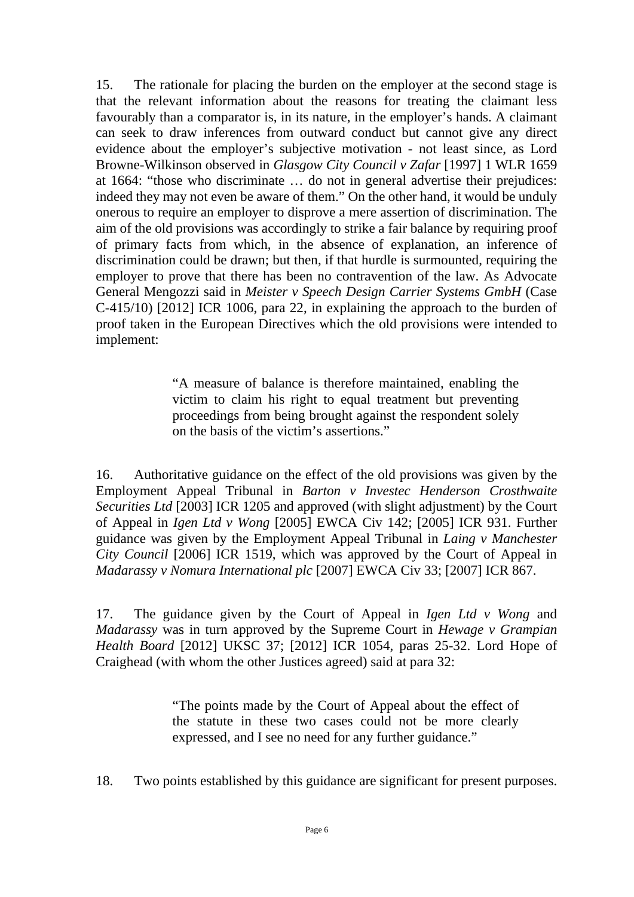15. The rationale for placing the burden on the employer at the second stage is that the relevant information about the reasons for treating the claimant less favourably than a comparator is, in its nature, in the employer's hands. A claimant can seek to draw inferences from outward conduct but cannot give any direct evidence about the employer's subjective motivation - not least since, as Lord Browne-Wilkinson observed in *Glasgow City Council v Zafar* [1997] 1 WLR 1659 at 1664: "those who discriminate … do not in general advertise their prejudices: indeed they may not even be aware of them." On the other hand, it would be unduly onerous to require an employer to disprove a mere assertion of discrimination. The aim of the old provisions was accordingly to strike a fair balance by requiring proof of primary facts from which, in the absence of explanation, an inference of discrimination could be drawn; but then, if that hurdle is surmounted, requiring the employer to prove that there has been no contravention of the law. As Advocate General Mengozzi said in *Meister v Speech Design Carrier Systems GmbH* (Case C-415/10) [2012] ICR 1006, para 22, in explaining the approach to the burden of proof taken in the European Directives which the old provisions were intended to implement:

> "A measure of balance is therefore maintained, enabling the victim to claim his right to equal treatment but preventing proceedings from being brought against the respondent solely on the basis of the victim's assertions."

16. Authoritative guidance on the effect of the old provisions was given by the Employment Appeal Tribunal in *Barton v Investec Henderson Crosthwaite Securities Ltd* [2003] ICR 1205 and approved (with slight adjustment) by the Court of Appeal in *Igen Ltd v Wong* [2005] EWCA Civ 142; [2005] ICR 931. Further guidance was given by the Employment Appeal Tribunal in *Laing v Manchester City Council* [2006] ICR 1519, which was approved by the Court of Appeal in *Madarassy v Nomura International plc* [2007] EWCA Civ 33; [2007] ICR 867.

17. The guidance given by the Court of Appeal in *Igen Ltd v Wong* and *Madarassy* was in turn approved by the Supreme Court in *Hewage v Grampian Health Board* [2012] UKSC 37; [2012] ICR 1054, paras 25-32. Lord Hope of Craighead (with whom the other Justices agreed) said at para 32:

> "The points made by the Court of Appeal about the effect of the statute in these two cases could not be more clearly expressed, and I see no need for any further guidance."

18. Two points established by this guidance are significant for present purposes.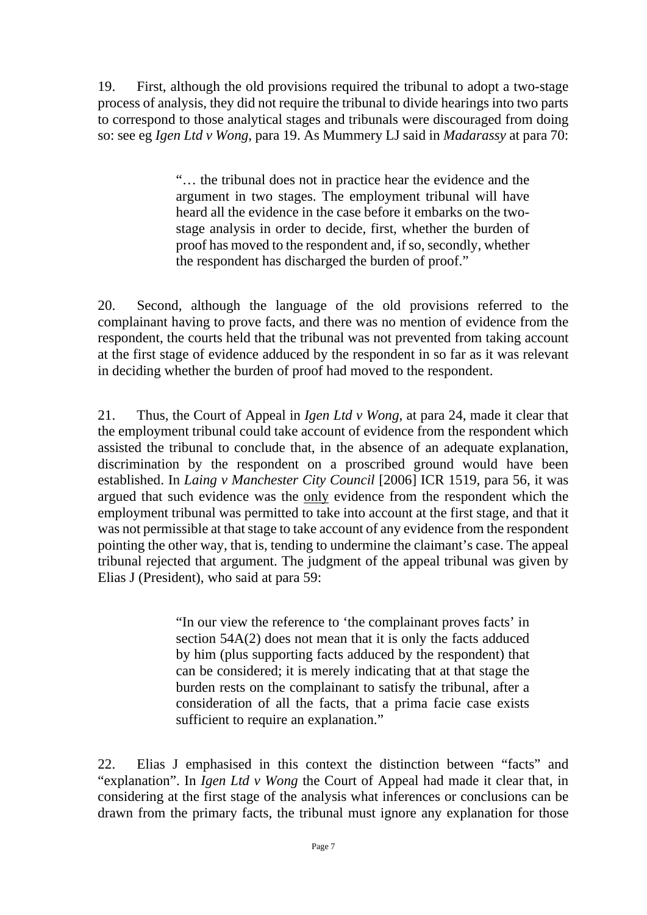19. First, although the old provisions required the tribunal to adopt a two-stage process of analysis, they did not require the tribunal to divide hearings into two parts to correspond to those analytical stages and tribunals were discouraged from doing so: see eg *Igen Ltd v Wong*, para 19. As Mummery LJ said in *Madarassy* at para 70:

> "… the tribunal does not in practice hear the evidence and the argument in two stages. The employment tribunal will have heard all the evidence in the case before it embarks on the two-stage analysis in order to decide, first, whether the burden of proof has moved to the respondent and, if so, secondly, whether the respondent has discharged the burden of proof."

20. Second, although the language of the old provisions referred to the complainant having to prove facts, and there was no mention of evidence from the respondent, the courts held that the tribunal was not prevented from taking account at the first stage of evidence adduced by the respondent in so far as it was relevant in deciding whether the burden of proof had moved to the respondent.

21. Thus, the Court of Appeal in *Igen Ltd v Wong*, at para 24, made it clear that the employment tribunal could take account of evidence from the respondent which assisted the tribunal to conclude that, in the absence of an adequate explanation, discrimination by the respondent on a proscribed ground would have been established. In *Laing v Manchester City Council* [2006] ICR 1519, para 56, it was argued that such evidence was the <u>only</u> evidence from the respondent which the employment tribunal was permitted to take into account at the first stage, and that it was not permissible at that stage to take account of any evidence from the respondent pointing the other way, that is, tending to undermine the claimant's case. The appeal tribunal rejected that argument. The judgment of the appeal tribunal was given by Elias J (President), who said at para 59:

> "In our view the reference to 'the complainant proves facts' in section 54A(2) does not mean that it is only the facts adduced by him (plus supporting facts adduced by the respondent) that can be considered; it is merely indicating that at that stage the burden rests on the complainant to satisfy the tribunal, after a consideration of all the facts, that a prima facie case exists sufficient to require an explanation."

22. Elias J emphasised in this context the distinction between "facts" and "explanation". In *Igen Ltd v Wong* the Court of Appeal had made it clear that, in considering at the first stage of the analysis what inferences or conclusions can be drawn from the primary facts, the tribunal must ignore any explanation for those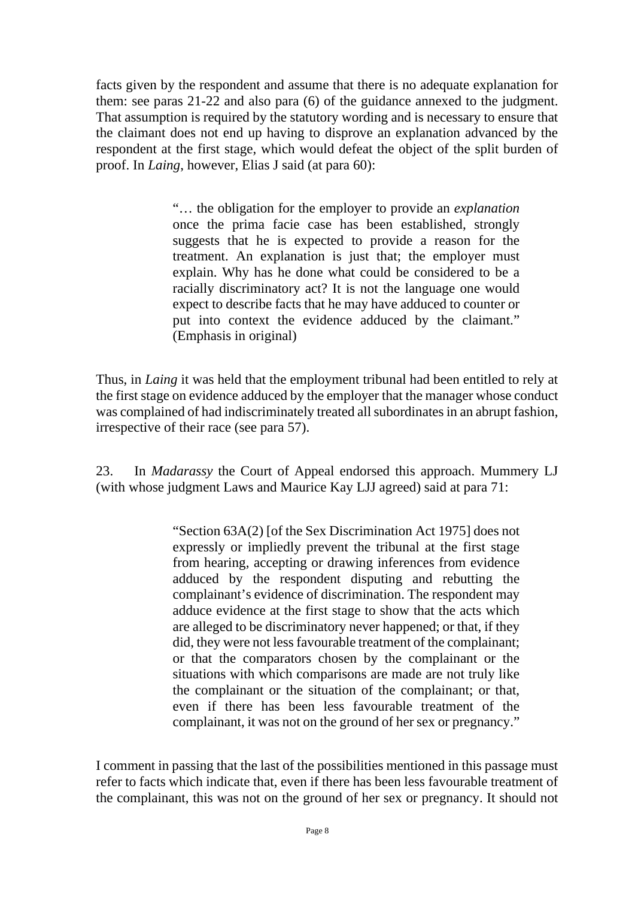facts given by the respondent and assume that there is no adequate explanation for them: see paras 21-22 and also para (6) of the guidance annexed to the judgment. That assumption is required by the statutory wording and is necessary to ensure that the claimant does not end up having to disprove an explanation advanced by the respondent at the first stage, which would defeat the object of the split burden of proof. In *Laing*, however, Elias J said (at para 60):

> "… the obligation for the employer to provide an *explanation* once the prima facie case has been established, strongly suggests that he is expected to provide a reason for the treatment. An explanation is just that; the employer must explain. Why has he done what could be considered to be a racially discriminatory act? It is not the language one would expect to describe facts that he may have adduced to counter or put into context the evidence adduced by the claimant." (Emphasis in original)

Thus, in *Laing* it was held that the employment tribunal had been entitled to rely at the first stage on evidence adduced by the employer that the manager whose conduct was complained of had indiscriminately treated all subordinates in an abrupt fashion, irrespective of their race (see para 57).

23. In *Madarassy* the Court of Appeal endorsed this approach. Mummery LJ (with whose judgment Laws and Maurice Kay LJJ agreed) said at para 71:

> "Section 63A(2) [of the Sex Discrimination Act 1975] does not expressly or impliedly prevent the tribunal at the first stage from hearing, accepting or drawing inferences from evidence adduced by the respondent disputing and rebutting the complainant's evidence of discrimination. The respondent may adduce evidence at the first stage to show that the acts which are alleged to be discriminatory never happened; or that, if they did, they were not less favourable treatment of the complainant; or that the comparators chosen by the complainant or the situations with which comparisons are made are not truly like the complainant or the situation of the complainant; or that, even if there has been less favourable treatment of the complainant, it was not on the ground of her sex or pregnancy."

I comment in passing that the last of the possibilities mentioned in this passage must refer to facts which indicate that, even if there has been less favourable treatment of the complainant, this was not on the ground of her sex or pregnancy. It should not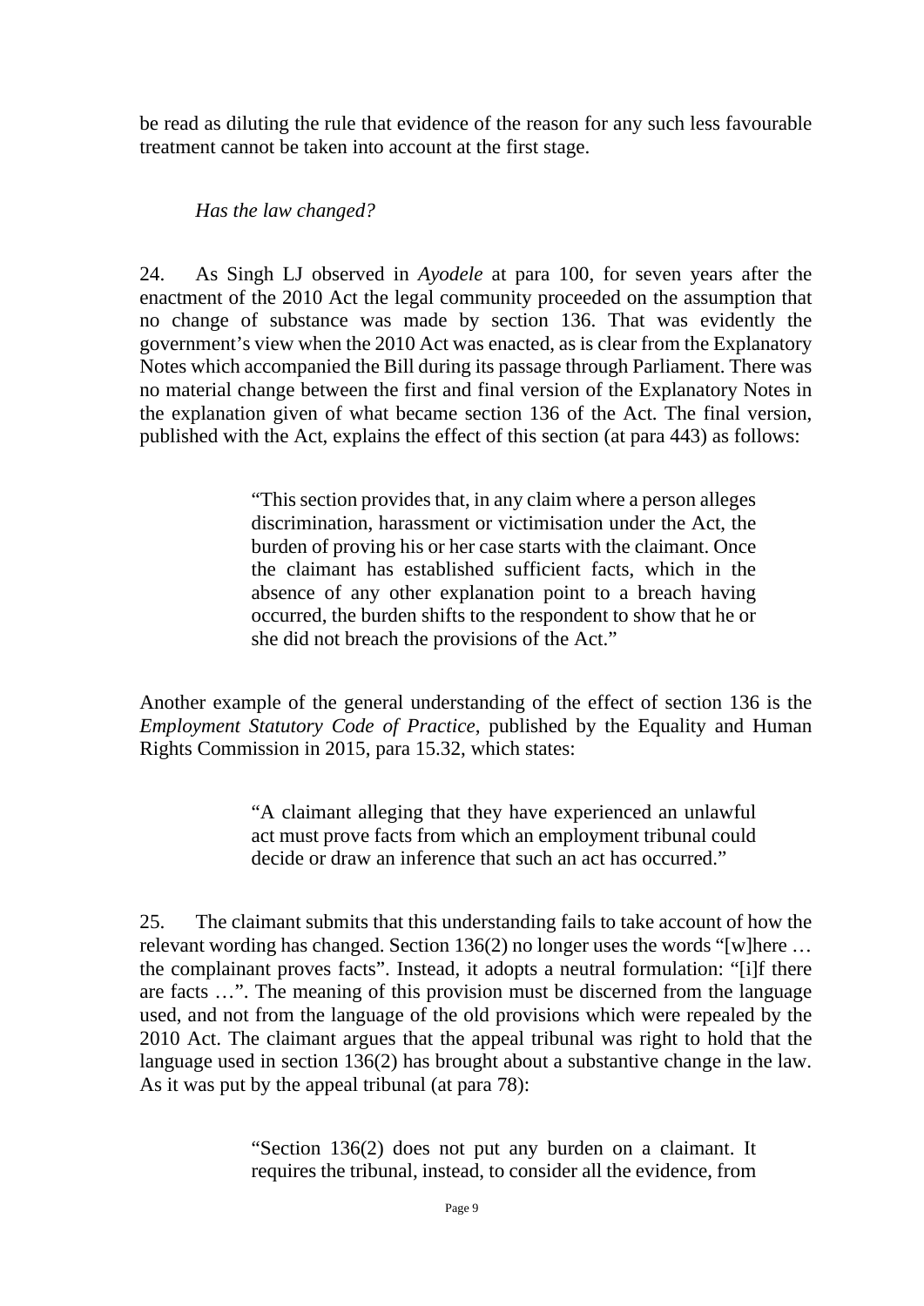be read as diluting the rule that evidence of the reason for any such less favourable treatment cannot be taken into account at the first stage.

*Has the law changed?*

24. As Singh LJ observed in *Ayodele* at para 100, for seven years after the enactment of the 2010 Act the legal community proceeded on the assumption that no change of substance was made by section 136. That was evidently the government's view when the 2010 Act was enacted, as is clear from the Explanatory Notes which accompanied the Bill during its passage through Parliament. There was no material change between the first and final version of the Explanatory Notes in the explanation given of what became section 136 of the Act. The final version, published with the Act, explains the effect of this section (at para 443) as follows:

> "This section provides that, in any claim where a person alleges discrimination, harassment or victimisation under the Act, the burden of proving his or her case starts with the claimant. Once the claimant has established sufficient facts, which in the absence of any other explanation point to a breach having occurred, the burden shifts to the respondent to show that he or she did not breach the provisions of the Act."

Another example of the general understanding of the effect of section 136 is the *Employment Statutory Code of Practice*, published by the Equality and Human Rights Commission in 2015, para 15.32, which states:

> "A claimant alleging that they have experienced an unlawful act must prove facts from which an employment tribunal could decide or draw an inference that such an act has occurred."

25. The claimant submits that this understanding fails to take account of how the relevant wording has changed. Section 136(2) no longer uses the words "[w]here … the complainant proves facts". Instead, it adopts a neutral formulation: "[i]f there are facts …". The meaning of this provision must be discerned from the language used, and not from the language of the old provisions which were repealed by the 2010 Act. The claimant argues that the appeal tribunal was right to hold that the language used in section 136(2) has brought about a substantive change in the law. As it was put by the appeal tribunal (at para 78):

> "Section 136(2) does not put any burden on a claimant. It requires the tribunal, instead, to consider all the evidence, from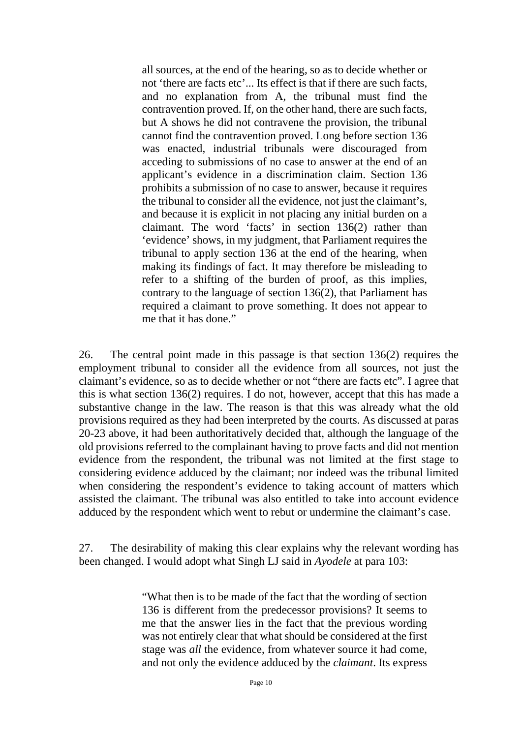> all sources, at the end of the hearing, so as to decide whether or not 'there are facts etc'... Its effect is that if there are such facts, and no explanation from A, the tribunal must find the contravention proved. If, on the other hand, there are such facts, but A shows he did not contravene the provision, the tribunal cannot find the contravention proved. Long before section 136 was enacted, industrial tribunals were discouraged from acceding to submissions of no case to answer at the end of an applicant's evidence in a discrimination claim. Section 136 prohibits a submission of no case to answer, because it requires the tribunal to consider all the evidence, not just the claimant's, and because it is explicit in not placing any initial burden on a claimant. The word 'facts' in section 136(2) rather than 'evidence' shows, in my judgment, that Parliament requires the tribunal to apply section 136 at the end of the hearing, when making its findings of fact. It may therefore be misleading to refer to a shifting of the burden of proof, as this implies, contrary to the language of section 136(2), that Parliament has required a claimant to prove something. It does not appear to me that it has done."

26. The central point made in this passage is that section 136(2) requires the employment tribunal to consider all the evidence from all sources, not just the claimant's evidence, so as to decide whether or not "there are facts etc". I agree that this is what section 136(2) requires. I do not, however, accept that this has made a substantive change in the law. The reason is that this was already what the old provisions required as they had been interpreted by the courts. As discussed at paras 20-23 above, it had been authoritatively decided that, although the language of the old provisions referred to the complainant having to prove facts and did not mention evidence from the respondent, the tribunal was not limited at the first stage to considering evidence adduced by the claimant; nor indeed was the tribunal limited when considering the respondent's evidence to taking account of matters which assisted the claimant. The tribunal was also entitled to take into account evidence adduced by the respondent which went to rebut or undermine the claimant's case.

27. The desirability of making this clear explains why the relevant wording has been changed. I would adopt what Singh LJ said in *Ayodele* at para 103:

> "What then is to be made of the fact that the wording of section 136 is different from the predecessor provisions? It seems to me that the answer lies in the fact that the previous wording was not entirely clear that what should be considered at the first stage was *all* the evidence, from whatever source it had come, and not only the evidence adduced by the *claimant*. Its express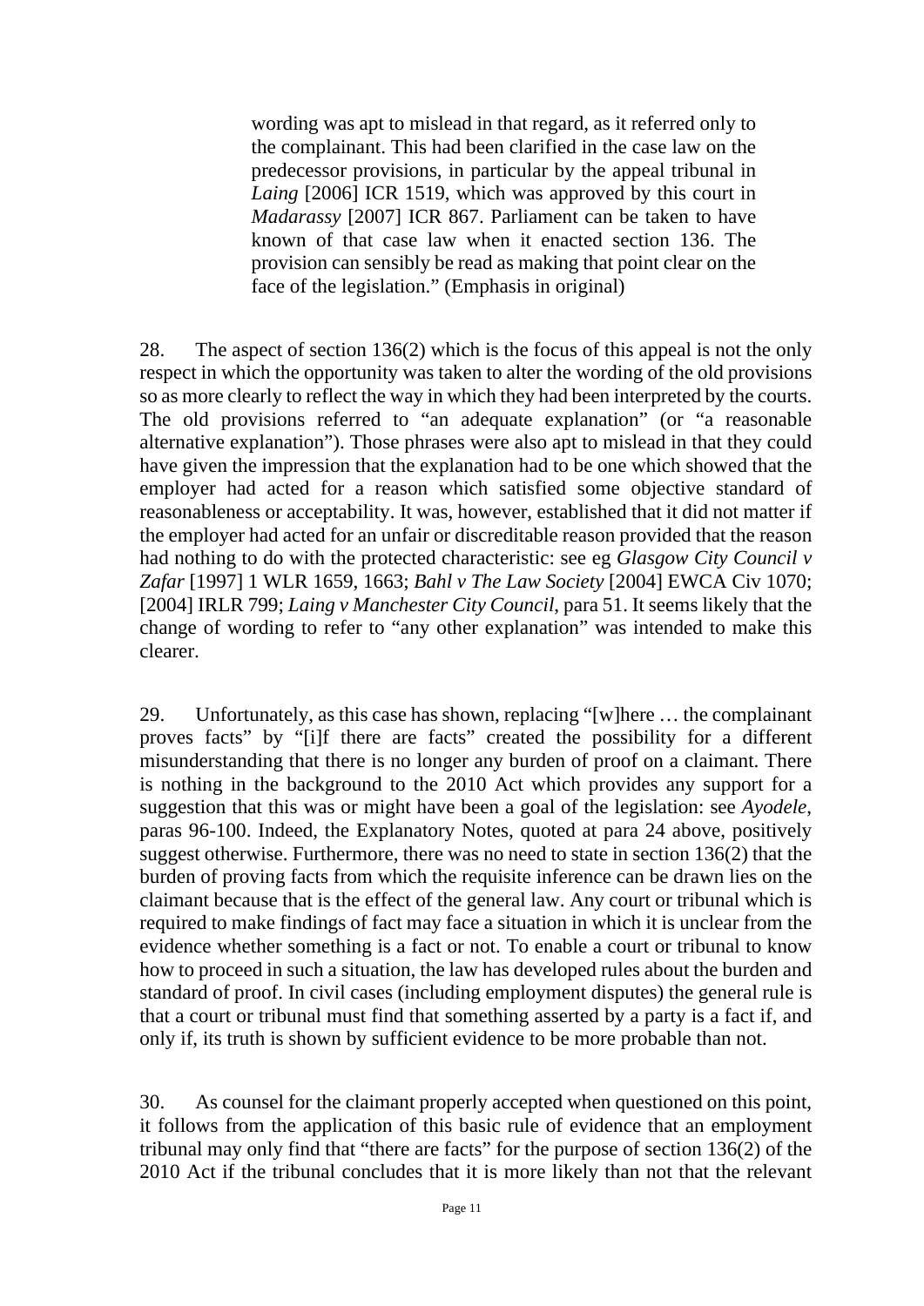> wording was apt to mislead in that regard, as it referred only to the complainant. This had been clarified in the case law on the predecessor provisions, in particular by the appeal tribunal in *Laing* [2006] ICR 1519, which was approved by this court in *Madarassy* [2007] ICR 867. Parliament can be taken to have known of that case law when it enacted section 136. The provision can sensibly be read as making that point clear on the face of the legislation." (Emphasis in original)

28. The aspect of section 136(2) which is the focus of this appeal is not the only respect in which the opportunity was taken to alter the wording of the old provisions so as more clearly to reflect the way in which they had been interpreted by the courts. The old provisions referred to "an adequate explanation" (or "a reasonable alternative explanation"). Those phrases were also apt to mislead in that they could have given the impression that the explanation had to be one which showed that the employer had acted for a reason which satisfied some objective standard of reasonableness or acceptability. It was, however, established that it did not matter if the employer had acted for an unfair or discreditable reason provided that the reason had nothing to do with the protected characteristic: see eg *Glasgow City Council v Zafar* [1997] 1 WLR 1659, 1663; *Bahl v The Law Society* [2004] EWCA Civ 1070; [2004] IRLR 799; *Laing v Manchester City Council*, para 51. It seems likely that the change of wording to refer to "any other explanation" was intended to make this clearer.

29. Unfortunately, as this case has shown, replacing "[w]here … the complainant proves facts" by "[i]f there are facts" created the possibility for a different misunderstanding that there is no longer any burden of proof on a claimant. There is nothing in the background to the 2010 Act which provides any support for a suggestion that this was or might have been a goal of the legislation: see *Ayodele*, paras 96-100. Indeed, the Explanatory Notes, quoted at para 24 above, positively suggest otherwise. Furthermore, there was no need to state in section 136(2) that the burden of proving facts from which the requisite inference can be drawn lies on the claimant because that is the effect of the general law. Any court or tribunal which is required to make findings of fact may face a situation in which it is unclear from the evidence whether something is a fact or not. To enable a court or tribunal to know how to proceed in such a situation, the law has developed rules about the burden and standard of proof. In civil cases (including employment disputes) the general rule is that a court or tribunal must find that something asserted by a party is a fact if, and only if, its truth is shown by sufficient evidence to be more probable than not.

30. As counsel for the claimant properly accepted when questioned on this point, it follows from the application of this basic rule of evidence that an employment tribunal may only find that "there are facts" for the purpose of section 136(2) of the 2010 Act if the tribunal concludes that it is more likely than not that the relevant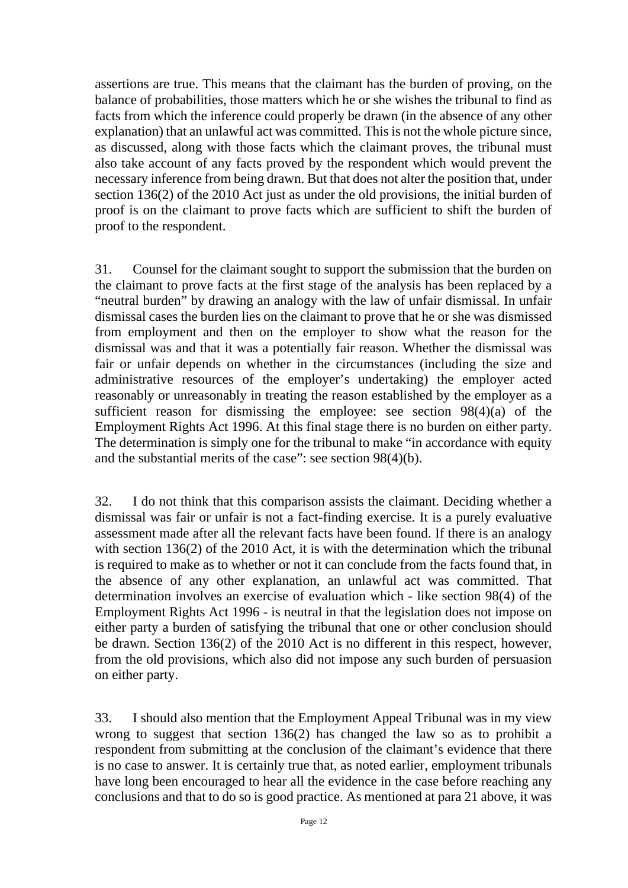assertions are true. This means that the claimant has the burden of proving, on the balance of probabilities, those matters which he or she wishes the tribunal to find as facts from which the inference could properly be drawn (in the absence of any other explanation) that an unlawful act was committed. This is not the whole picture since, as discussed, along with those facts which the claimant proves, the tribunal must also take account of any facts proved by the respondent which would prevent the necessary inference from being drawn. But that does not alter the position that, under section 136(2) of the 2010 Act just as under the old provisions, the initial burden of proof is on the claimant to prove facts which are sufficient to shift the burden of proof to the respondent.

31. Counsel for the claimant sought to support the submission that the burden on the claimant to prove facts at the first stage of the analysis has been replaced by a "neutral burden" by drawing an analogy with the law of unfair dismissal. In unfair dismissal cases the burden lies on the claimant to prove that he or she was dismissed from employment and then on the employer to show what the reason for the dismissal was and that it was a potentially fair reason. Whether the dismissal was fair or unfair depends on whether in the circumstances (including the size and administrative resources of the employer's undertaking) the employer acted reasonably or unreasonably in treating the reason established by the employer as a sufficient reason for dismissing the employee: see section 98(4)(a) of the Employment Rights Act 1996. At this final stage there is no burden on either party. The determination is simply one for the tribunal to make "in accordance with equity and the substantial merits of the case": see section 98(4)(b).

32. I do not think that this comparison assists the claimant. Deciding whether a dismissal was fair or unfair is not a fact-finding exercise. It is a purely evaluative assessment made after all the relevant facts have been found. If there is an analogy with section 136(2) of the 2010 Act, it is with the determination which the tribunal is required to make as to whether or not it can conclude from the facts found that, in the absence of any other explanation, an unlawful act was committed. That determination involves an exercise of evaluation which - like section 98(4) of the Employment Rights Act 1996 - is neutral in that the legislation does not impose on either party a burden of satisfying the tribunal that one or other conclusion should be drawn. Section 136(2) of the 2010 Act is no different in this respect, however, from the old provisions, which also did not impose any such burden of persuasion on either party.

33. I should also mention that the Employment Appeal Tribunal was in my view wrong to suggest that section 136(2) has changed the law so as to prohibit a respondent from submitting at the conclusion of the claimant's evidence that there is no case to answer. It is certainly true that, as noted earlier, employment tribunals have long been encouraged to hear all the evidence in the case before reaching any conclusions and that to do so is good practice. As mentioned at para 21 above, it was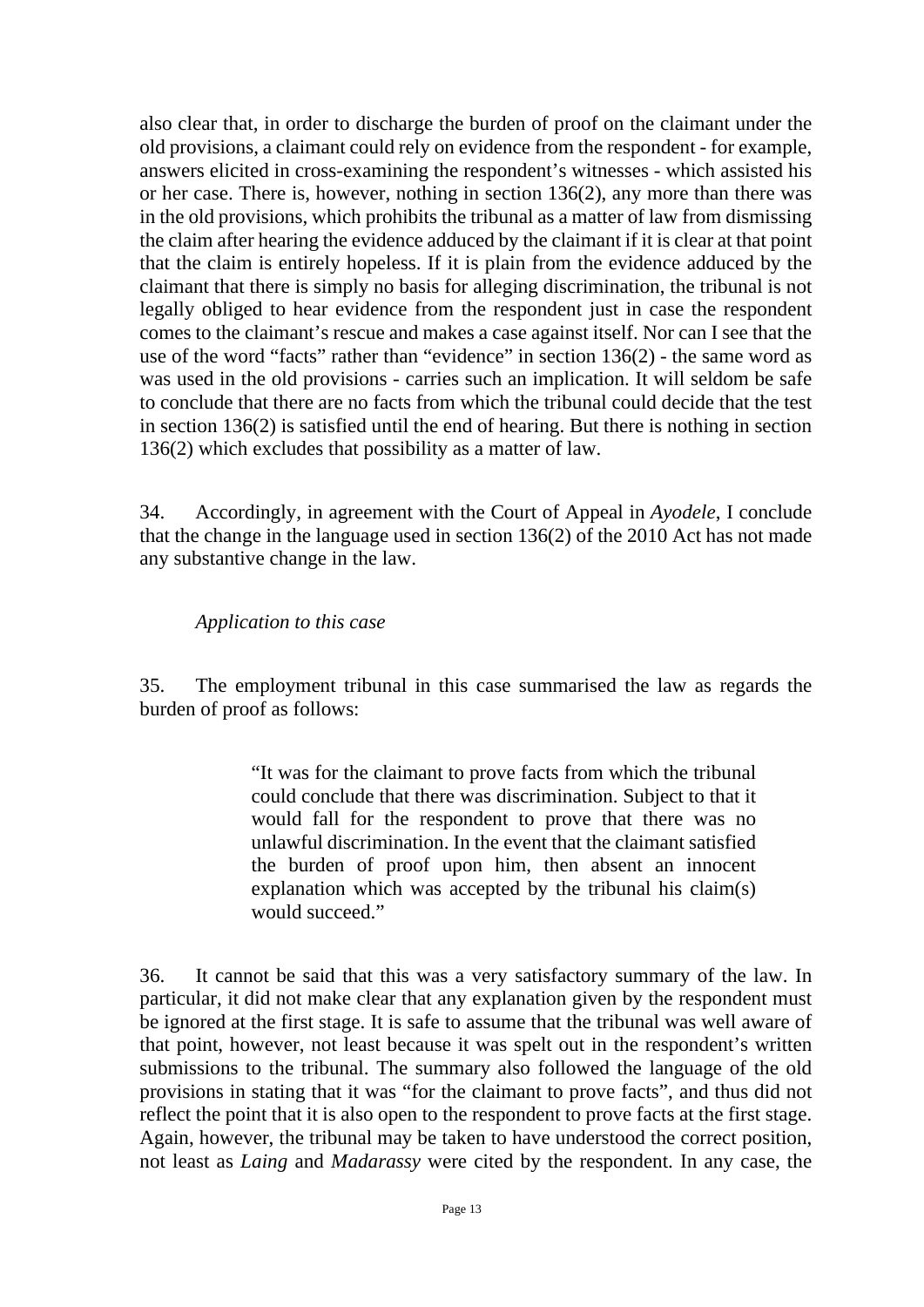also clear that, in order to discharge the burden of proof on the claimant under the old provisions, a claimant could rely on evidence from the respondent - for example, answers elicited in cross-examining the respondent's witnesses - which assisted his or her case. There is, however, nothing in section 136(2), any more than there was in the old provisions, which prohibits the tribunal as a matter of law from dismissing the claim after hearing the evidence adduced by the claimant if it is clear at that point that the claim is entirely hopeless. If it is plain from the evidence adduced by the claimant that there is simply no basis for alleging discrimination, the tribunal is not legally obliged to hear evidence from the respondent just in case the respondent comes to the claimant's rescue and makes a case against itself. Nor can I see that the use of the word "facts" rather than "evidence" in section 136(2) - the same word as was used in the old provisions - carries such an implication. It will seldom be safe to conclude that there are no facts from which the tribunal could decide that the test in section 136(2) is satisfied until the end of hearing. But there is nothing in section 136(2) which excludes that possibility as a matter of law.

34. Accordingly, in agreement with the Court of Appeal in *Ayodele*, I conclude that the change in the language used in section 136(2) of the 2010 Act has not made any substantive change in the law.

*Application to this case*

35. The employment tribunal in this case summarised the law as regards the burden of proof as follows:

> "It was for the claimant to prove facts from which the tribunal could conclude that there was discrimination. Subject to that it would fall for the respondent to prove that there was no unlawful discrimination. In the event that the claimant satisfied the burden of proof upon him, then absent an innocent explanation which was accepted by the tribunal his claim(s) would succeed."

36. It cannot be said that this was a very satisfactory summary of the law. In particular, it did not make clear that any explanation given by the respondent must be ignored at the first stage. It is safe to assume that the tribunal was well aware of that point, however, not least because it was spelt out in the respondent's written submissions to the tribunal. The summary also followed the language of the old provisions in stating that it was "for the claimant to prove facts", and thus did not reflect the point that it is also open to the respondent to prove facts at the first stage. Again, however, the tribunal may be taken to have understood the correct position, not least as *Laing* and *Madarassy* were cited by the respondent. In any case, the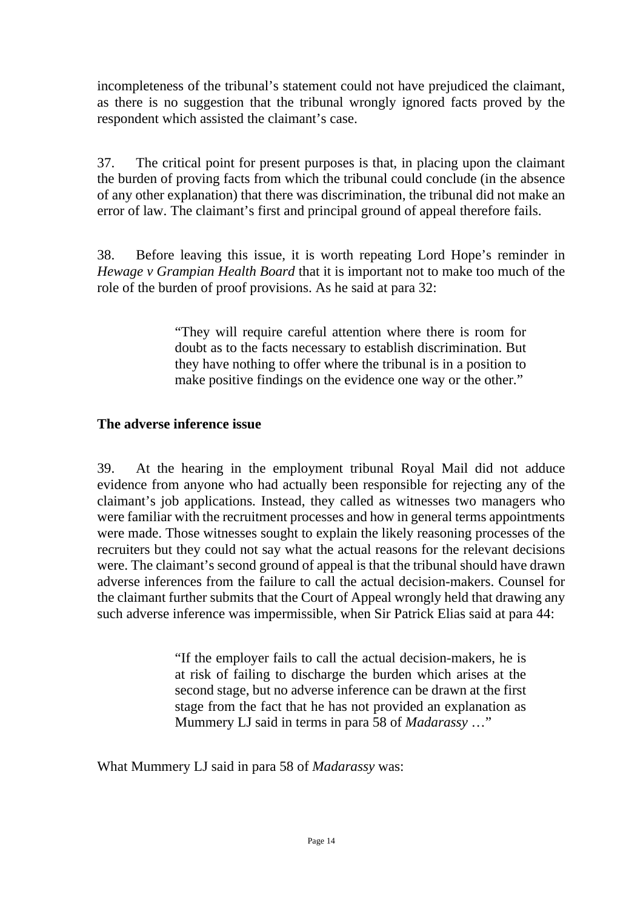incompleteness of the tribunal's statement could not have prejudiced the claimant, as there is no suggestion that the tribunal wrongly ignored facts proved by the respondent which assisted the claimant's case.

37. The critical point for present purposes is that, in placing upon the claimant the burden of proving facts from which the tribunal could conclude (in the absence of any other explanation) that there was discrimination, the tribunal did not make an error of law. The claimant's first and principal ground of appeal therefore fails.

38. Before leaving this issue, it is worth repeating Lord Hope's reminder in *Hewage v Grampian Health Board* that it is important not to make too much of the role of the burden of proof provisions. As he said at para 32:

> "They will require careful attention where there is room for doubt as to the facts necessary to establish discrimination. But they have nothing to offer where the tribunal is in a position to make positive findings on the evidence one way or the other."

**The adverse inference issue**

39. At the hearing in the employment tribunal Royal Mail did not adduce evidence from anyone who had actually been responsible for rejecting any of the claimant's job applications. Instead, they called as witnesses two managers who were familiar with the recruitment processes and how in general terms appointments were made. Those witnesses sought to explain the likely reasoning processes of the recruiters but they could not say what the actual reasons for the relevant decisions were. The claimant's second ground of appeal is that the tribunal should have drawn adverse inferences from the failure to call the actual decision-makers. Counsel for the claimant further submits that the Court of Appeal wrongly held that drawing any such adverse inference was impermissible, when Sir Patrick Elias said at para 44:

> "If the employer fails to call the actual decision-makers, he is at risk of failing to discharge the burden which arises at the second stage, but no adverse inference can be drawn at the first stage from the fact that he has not provided an explanation as Mummery LJ said in terms in para 58 of *Madarassy* …"

What Mummery LJ said in para 58 of *Madarassy* was: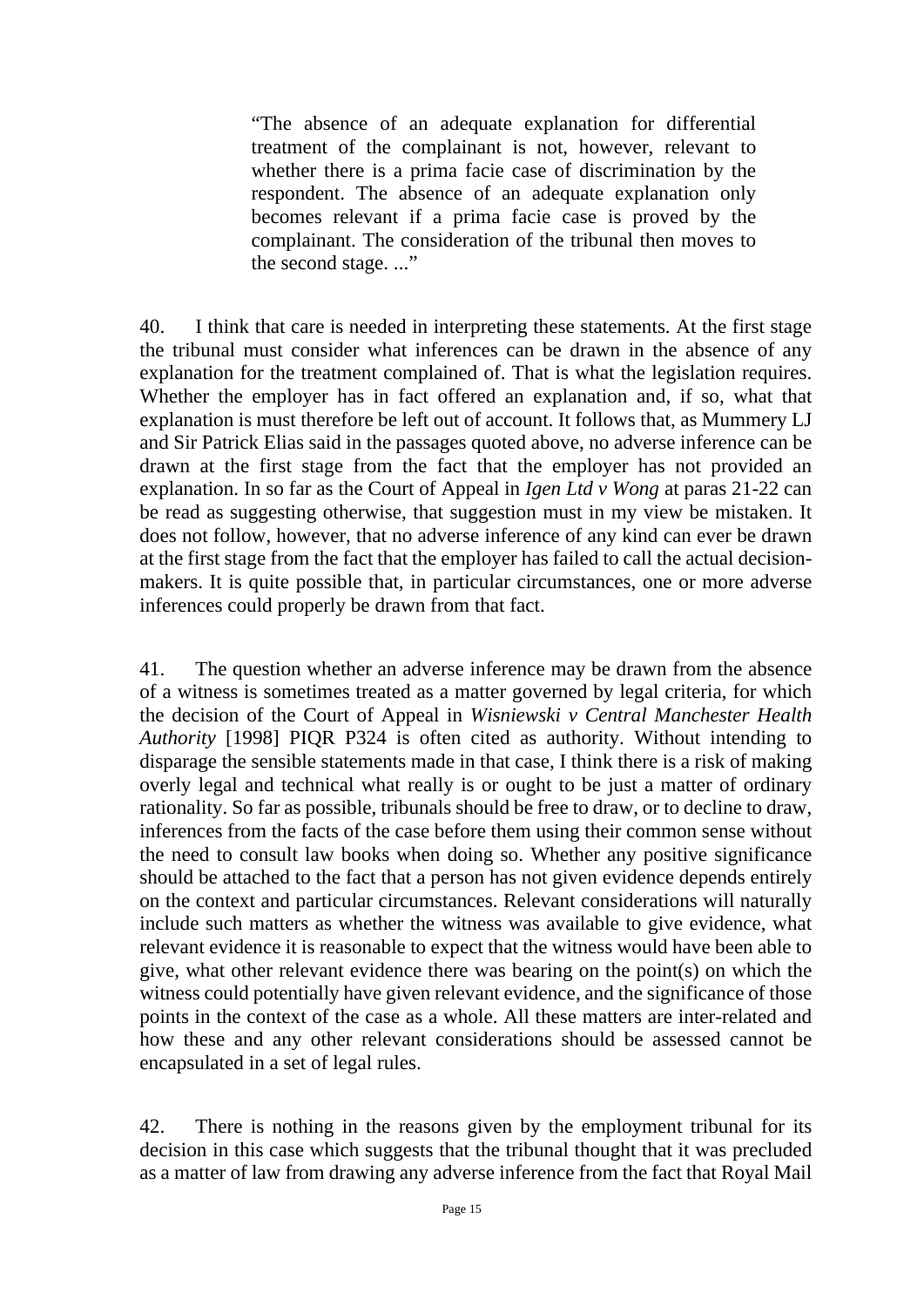> "The absence of an adequate explanation for differential treatment of the complainant is not, however, relevant to whether there is a prima facie case of discrimination by the respondent. The absence of an adequate explanation only becomes relevant if a prima facie case is proved by the complainant. The consideration of the tribunal then moves to the second stage. ..."

40. I think that care is needed in interpreting these statements. At the first stage the tribunal must consider what inferences can be drawn in the absence of any explanation for the treatment complained of. That is what the legislation requires. Whether the employer has in fact offered an explanation and, if so, what that explanation is must therefore be left out of account. It follows that, as Mummery LJ and Sir Patrick Elias said in the passages quoted above, no adverse inference can be drawn at the first stage from the fact that the employer has not provided an explanation. In so far as the Court of Appeal in *Igen Ltd v Wong* at paras 21-22 can be read as suggesting otherwise, that suggestion must in my view be mistaken. It does not follow, however, that no adverse inference of any kind can ever be drawn at the first stage from the fact that the employer has failed to call the actual decision-makers. It is quite possible that, in particular circumstances, one or more adverse inferences could properly be drawn from that fact.

41. The question whether an adverse inference may be drawn from the absence of a witness is sometimes treated as a matter governed by legal criteria, for which the decision of the Court of Appeal in *Wisniewski v Central Manchester Health Authority* [1998] PIQR P324 is often cited as authority. Without intending to disparage the sensible statements made in that case, I think there is a risk of making overly legal and technical what really is or ought to be just a matter of ordinary rationality. So far as possible, tribunals should be free to draw, or to decline to draw, inferences from the facts of the case before them using their common sense without the need to consult law books when doing so. Whether any positive significance should be attached to the fact that a person has not given evidence depends entirely on the context and particular circumstances. Relevant considerations will naturally include such matters as whether the witness was available to give evidence, what relevant evidence it is reasonable to expect that the witness would have been able to give, what other relevant evidence there was bearing on the point(s) on which the witness could potentially have given relevant evidence, and the significance of those points in the context of the case as a whole. All these matters are inter-related and how these and any other relevant considerations should be assessed cannot be encapsulated in a set of legal rules.

42. There is nothing in the reasons given by the employment tribunal for its decision in this case which suggests that the tribunal thought that it was precluded as a matter of law from drawing any adverse inference from the fact that Royal Mail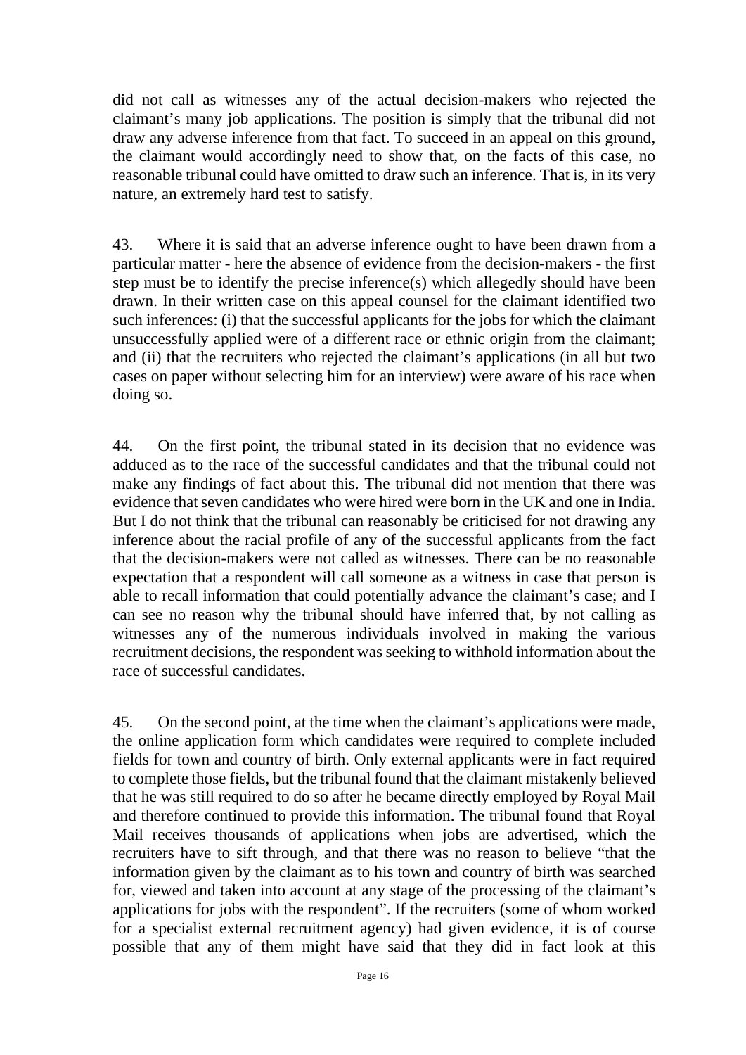did not call as witnesses any of the actual decision-makers who rejected the claimant's many job applications. The position is simply that the tribunal did not draw any adverse inference from that fact. To succeed in an appeal on this ground, the claimant would accordingly need to show that, on the facts of this case, no reasonable tribunal could have omitted to draw such an inference. That is, in its very nature, an extremely hard test to satisfy.

43. Where it is said that an adverse inference ought to have been drawn from a particular matter - here the absence of evidence from the decision-makers - the first step must be to identify the precise inference(s) which allegedly should have been drawn. In their written case on this appeal counsel for the claimant identified two such inferences: (i) that the successful applicants for the jobs for which the claimant unsuccessfully applied were of a different race or ethnic origin from the claimant; and (ii) that the recruiters who rejected the claimant's applications (in all but two cases on paper without selecting him for an interview) were aware of his race when doing so.

44. On the first point, the tribunal stated in its decision that no evidence was adduced as to the race of the successful candidates and that the tribunal could not make any findings of fact about this. The tribunal did not mention that there was evidence that seven candidates who were hired were born in the UK and one in India. But I do not think that the tribunal can reasonably be criticised for not drawing any inference about the racial profile of any of the successful applicants from the fact that the decision-makers were not called as witnesses. There can be no reasonable expectation that a respondent will call someone as a witness in case that person is able to recall information that could potentially advance the claimant's case; and I can see no reason why the tribunal should have inferred that, by not calling as witnesses any of the numerous individuals involved in making the various recruitment decisions, the respondent was seeking to withhold information about the race of successful candidates.

45. On the second point, at the time when the claimant's applications were made, the online application form which candidates were required to complete included fields for town and country of birth. Only external applicants were in fact required to complete those fields, but the tribunal found that the claimant mistakenly believed that he was still required to do so after he became directly employed by Royal Mail and therefore continued to provide this information. The tribunal found that Royal Mail receives thousands of applications when jobs are advertised, which the recruiters have to sift through, and that there was no reason to believe "that the information given by the claimant as to his town and country of birth was searched for, viewed and taken into account at any stage of the processing of the claimant's applications for jobs with the respondent". If the recruiters (some of whom worked for a specialist external recruitment agency) had given evidence, it is of course possible that any of them might have said that they did in fact look at this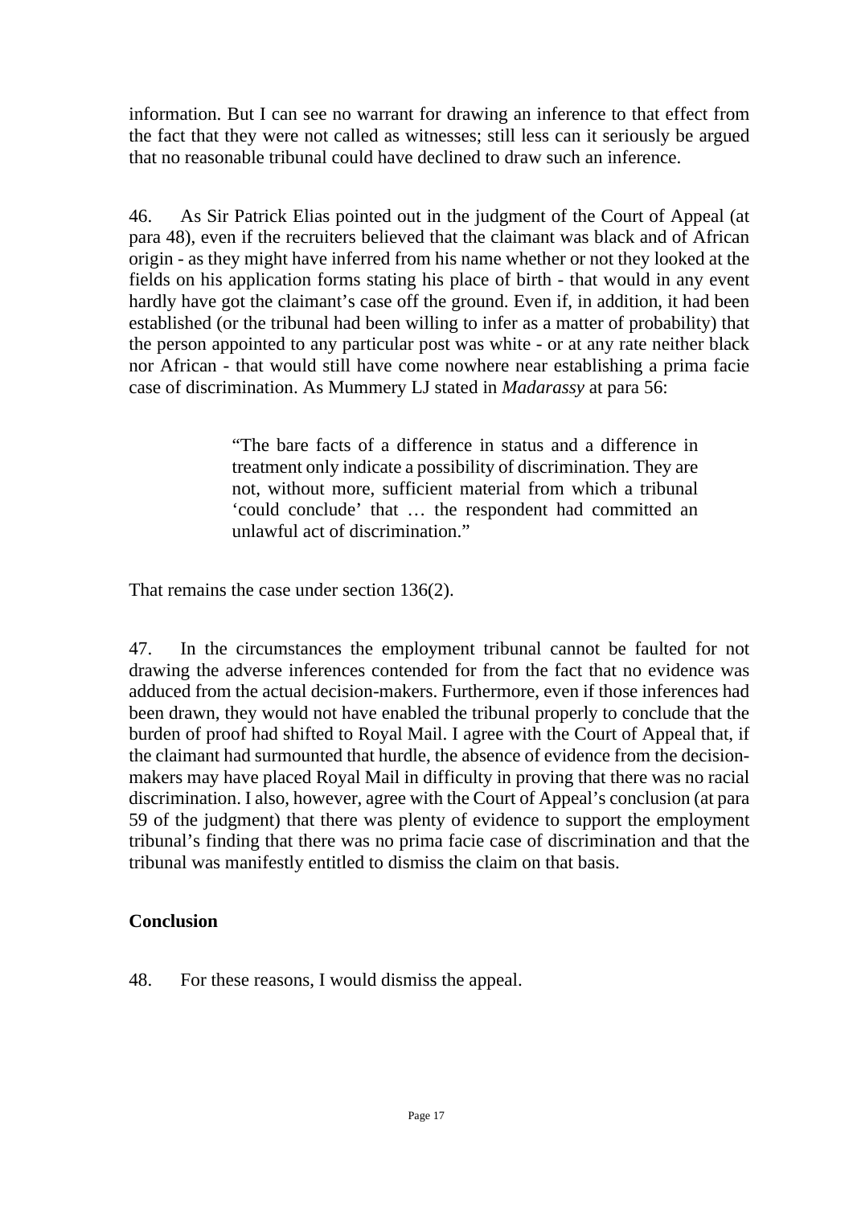information. But I can see no warrant for drawing an inference to that effect from the fact that they were not called as witnesses; still less can it seriously be argued that no reasonable tribunal could have declined to draw such an inference.

46. As Sir Patrick Elias pointed out in the judgment of the Court of Appeal (at para 48), even if the recruiters believed that the claimant was black and of African origin - as they might have inferred from his name whether or not they looked at the fields on his application forms stating his place of birth - that would in any event hardly have got the claimant's case off the ground. Even if, in addition, it had been established (or the tribunal had been willing to infer as a matter of probability) that the person appointed to any particular post was white - or at any rate neither black nor African - that would still have come nowhere near establishing a prima facie case of discrimination. As Mummery LJ stated in *Madarassy* at para 56:

> "The bare facts of a difference in status and a difference in treatment only indicate a possibility of discrimination. They are not, without more, sufficient material from which a tribunal 'could conclude' that … the respondent had committed an unlawful act of discrimination."

That remains the case under section 136(2).

47. In the circumstances the employment tribunal cannot be faulted for not drawing the adverse inferences contended for from the fact that no evidence was adduced from the actual decision-makers. Furthermore, even if those inferences had been drawn, they would not have enabled the tribunal properly to conclude that the burden of proof had shifted to Royal Mail. I agree with the Court of Appeal that, if the claimant had surmounted that hurdle, the absence of evidence from the decision-makers may have placed Royal Mail in difficulty in proving that there was no racial discrimination. I also, however, agree with the Court of Appeal's conclusion (at para 59 of the judgment) that there was plenty of evidence to support the employment tribunal's finding that there was no prima facie case of discrimination and that the tribunal was manifestly entitled to dismiss the claim on that basis.

**Conclusion**

48. For these reasons, I would dismiss the appeal.